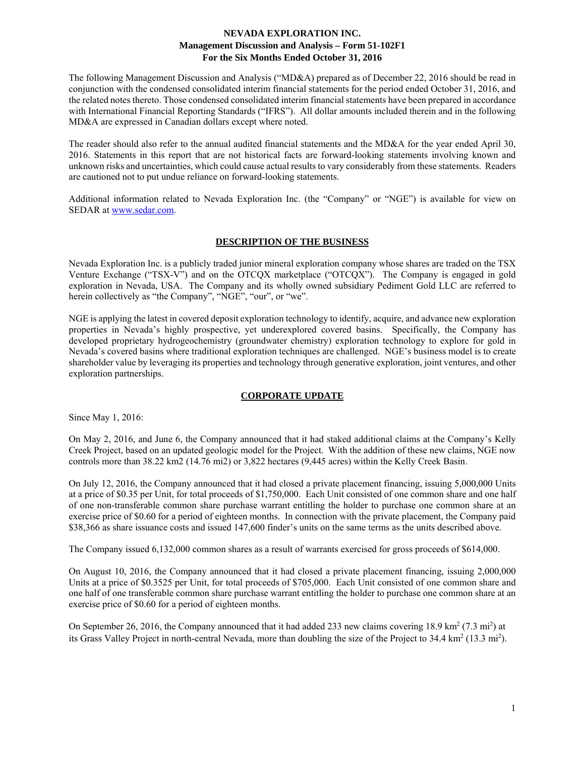# NEVADA EXPLORATION INC.
## Management Discussion and Analysis – Form 51-102F1
## For the Six Months Ended October 31, 2016

The following Management Discussion and Analysis ("MD&A) prepared as of December 22, 2016 should be read in conjunction with the condensed consolidated interim financial statements for the period ended October 31, 2016, and the related notes thereto. Those condensed consolidated interim financial statements have been prepared in accordance with International Financial Reporting Standards ("IFRS"). All dollar amounts included therein and in the following MD&A are expressed in Canadian dollars except where noted.

The reader should also refer to the annual audited financial statements and the MD&A for the year ended April 30, 2016. Statements in this report that are not historical facts are forward-looking statements involving known and unknown risks and uncertainties, which could cause actual results to vary considerably from these statements. Readers are cautioned not to put undue reliance on forward-looking statements.

Additional information related to Nevada Exploration Inc. (the "Company" or "NGE") is available for view on SEDAR at www.sedar.com.

## DESCRIPTION OF THE BUSINESS

Nevada Exploration Inc. is a publicly traded junior mineral exploration company whose shares are traded on the TSX Venture Exchange ("TSX-V") and on the OTCQX marketplace ("OTCQX"). The Company is engaged in gold exploration in Nevada, USA. The Company and its wholly owned subsidiary Pediment Gold LLC are referred to herein collectively as "the Company", "NGE", "our", or "we".

NGE is applying the latest in covered deposit exploration technology to identify, acquire, and advance new exploration properties in Nevada's highly prospective, yet underexplored covered basins. Specifically, the Company has developed proprietary hydrogeochemistry (groundwater chemistry) exploration technology to explore for gold in Nevada's covered basins where traditional exploration techniques are challenged. NGE's business model is to create shareholder value by leveraging its properties and technology through generative exploration, joint ventures, and other exploration partnerships.

## CORPORATE UPDATE

Since May 1, 2016:

On May 2, 2016, and June 6, the Company announced that it had staked additional claims at the Company's Kelly Creek Project, based on an updated geologic model for the Project. With the addition of these new claims, NGE now controls more than 38.22 km2 (14.76 mi2) or 3,822 hectares (9,445 acres) within the Kelly Creek Basin.

On July 12, 2016, the Company announced that it had closed a private placement financing, issuing 5,000,000 Units at a price of \$0.35 per Unit, for total proceeds of \$1,750,000. Each Unit consisted of one common share and one half of one non-transferable common share purchase warrant entitling the holder to purchase one common share at an exercise price of \$0.60 for a period of eighteen months. In connection with the private placement, the Company paid \$38,366 as share issuance costs and issued 147,600 finder's units on the same terms as the units described above.

The Company issued 6,132,000 common shares as a result of warrants exercised for gross proceeds of \$614,000.

On August 10, 2016, the Company announced that it had closed a private placement financing, issuing 2,000,000 Units at a price of \$0.3525 per Unit, for total proceeds of \$705,000. Each Unit consisted of one common share and one half of one transferable common share purchase warrant entitling the holder to purchase one common share at an exercise price of \$0.60 for a period of eighteen months.

On September 26, 2016, the Company announced that it had added 233 new claims covering 18.9 km$^2$ (7.3 mi$^2$) at its Grass Valley Project in north-central Nevada, more than doubling the size of the Project to 34.4 km$^2$ (13.3 mi$^2$).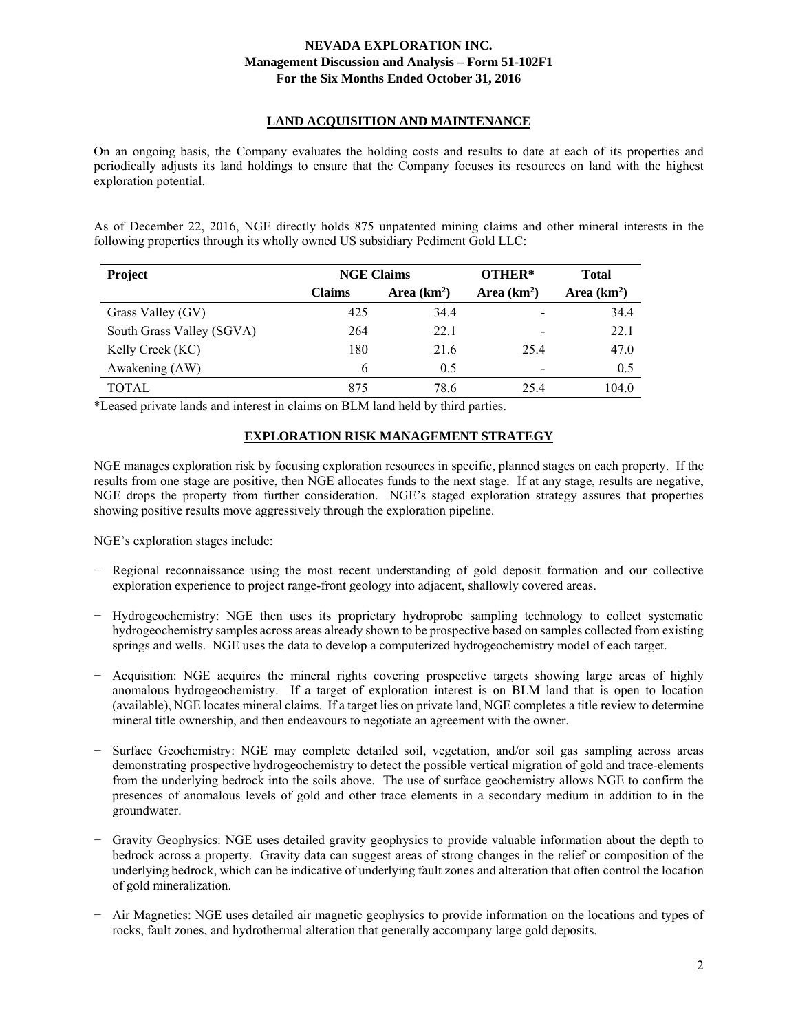## LAND ACQUISITION AND MAINTENANCE

On an ongoing basis, the Company evaluates the holding costs and results to date at each of its properties and periodically adjusts its land holdings to ensure that the Company focuses its resources on land with the highest exploration potential.

As of December 22, 2016, NGE directly holds 875 unpatented mining claims and other mineral interests in the following properties through its wholly owned US subsidiary Pediment Gold LLC:

| Project | NGE Claims | | OTHER* | Total |
|---|---|---|---|---|
| | Claims | Area (km$^2$) | Area (km$^2$) | Area (km$^2$) |
| Grass Valley (GV) | 425 | 34.4 | - | 34.4 |
| South Grass Valley (SGVA) | 264 | 22.1 | - | 22.1 |
| Kelly Creek (KC) | 180 | 21.6 | 25.4 | 47.0 |
| Awakening (AW) | 6 | 0.5 | - | 0.5 |
| TOTAL | 875 | 78.6 | 25.4 | 104.0 |

*Leased private lands and interest in claims on BLM land held by third parties.

## EXPLORATION RISK MANAGEMENT STRATEGY

NGE manages exploration risk by focusing exploration resources in specific, planned stages on each property. If the results from one stage are positive, then NGE allocates funds to the next stage. If at any stage, results are negative, NGE drops the property from further consideration. NGE's staged exploration strategy assures that properties showing positive results move aggressively through the exploration pipeline.

NGE's exploration stages include:

- Regional reconnaissance using the most recent understanding of gold deposit formation and our collective exploration experience to project range-front geology into adjacent, shallowly covered areas.

- Hydrogeochemistry: NGE then uses its proprietary hydroprobe sampling technology to collect systematic hydrogeochemistry samples across areas already shown to be prospective based on samples collected from existing springs and wells. NGE uses the data to develop a computerized hydrogeochemistry model of each target.

- Acquisition: NGE acquires the mineral rights covering prospective targets showing large areas of highly anomalous hydrogeochemistry. If a target of exploration interest is on BLM land that is open to location (available), NGE locates mineral claims. If a target lies on private land, NGE completes a title review to determine mineral title ownership, and then endeavours to negotiate an agreement with the owner.

- Surface Geochemistry: NGE may complete detailed soil, vegetation, and/or soil gas sampling across areas demonstrating prospective hydrogeochemistry to detect the possible vertical migration of gold and trace-elements from the underlying bedrock into the soils above. The use of surface geochemistry allows NGE to confirm the presences of anomalous levels of gold and other trace elements in a secondary medium in addition to in the groundwater.

- Gravity Geophysics: NGE uses detailed gravity geophysics to provide valuable information about the depth to bedrock across a property. Gravity data can suggest areas of strong changes in the relief or composition of the underlying bedrock, which can be indicative of underlying fault zones and alteration that often control the location of gold mineralization.

- Air Magnetics: NGE uses detailed air magnetic geophysics to provide information on the locations and types of rocks, fault zones, and hydrothermal alteration that generally accompany large gold deposits.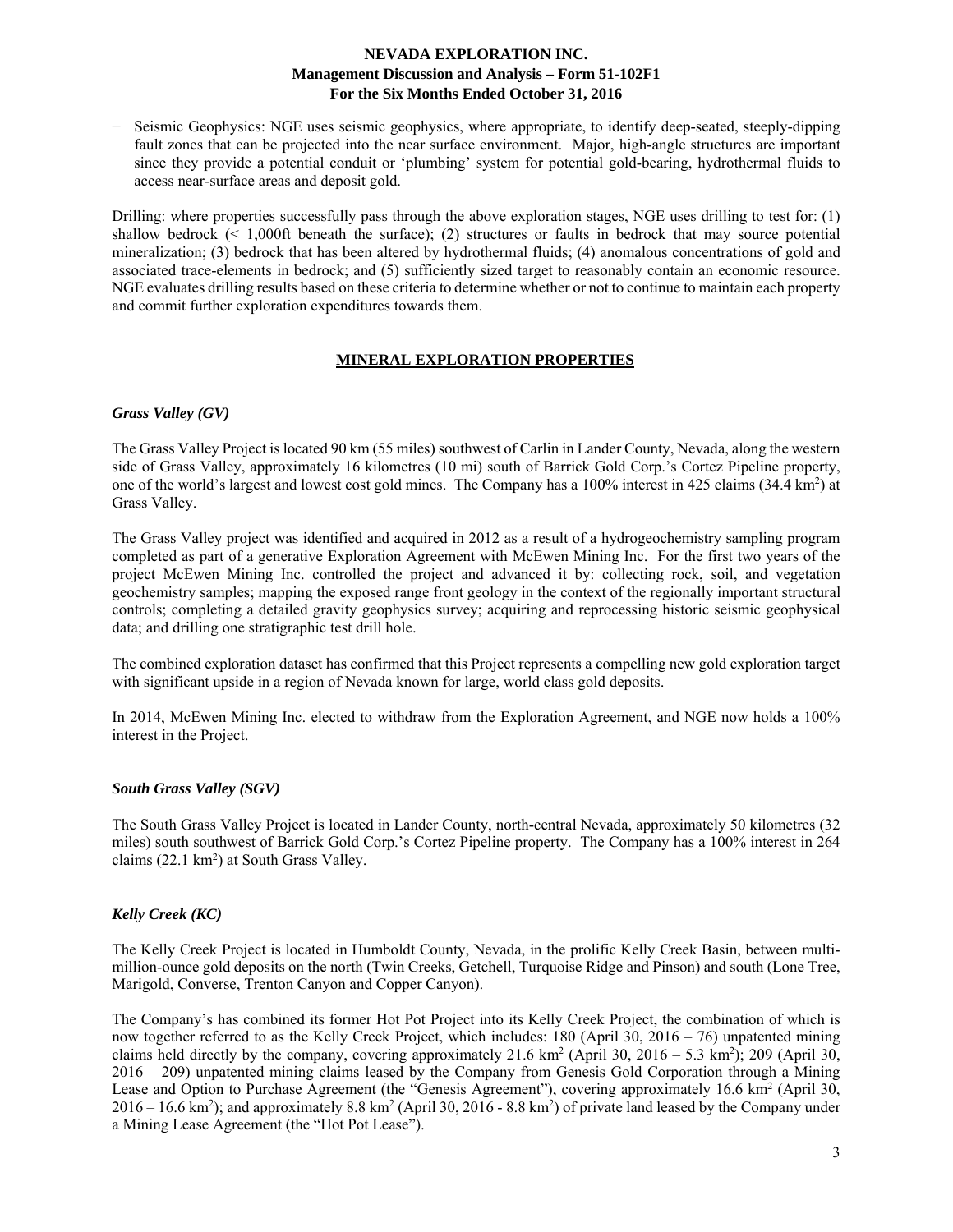− Seismic Geophysics: NGE uses seismic geophysics, where appropriate, to identify deep-seated, steeply-dipping fault zones that can be projected into the near surface environment. Major, high-angle structures are important since they provide a potential conduit or 'plumbing' system for potential gold-bearing, hydrothermal fluids to access near-surface areas and deposit gold.

Drilling: where properties successfully pass through the above exploration stages, NGE uses drilling to test for: (1) shallow bedrock (< 1,000ft beneath the surface); (2) structures or faults in bedrock that may source potential mineralization; (3) bedrock that has been altered by hydrothermal fluids; (4) anomalous concentrations of gold and associated trace-elements in bedrock; and (5) sufficiently sized target to reasonably contain an economic resource. NGE evaluates drilling results based on these criteria to determine whether or not to continue to maintain each property and commit further exploration expenditures towards them.

## MINERAL EXPLORATION PROPERTIES

### *Grass Valley (GV)*

The Grass Valley Project is located 90 km (55 miles) southwest of Carlin in Lander County, Nevada, along the western side of Grass Valley, approximately 16 kilometres (10 mi) south of Barrick Gold Corp.'s Cortez Pipeline property, one of the world's largest and lowest cost gold mines. The Company has a 100% interest in 425 claims (34.4 km$^2$) at Grass Valley.

The Grass Valley project was identified and acquired in 2012 as a result of a hydrogeochemistry sampling program completed as part of a generative Exploration Agreement with McEwen Mining Inc. For the first two years of the project McEwen Mining Inc. controlled the project and advanced it by: collecting rock, soil, and vegetation geochemistry samples; mapping the exposed range front geology in the context of the regionally important structural controls; completing a detailed gravity geophysics survey; acquiring and reprocessing historic seismic geophysical data; and drilling one stratigraphic test drill hole.

The combined exploration dataset has confirmed that this Project represents a compelling new gold exploration target with significant upside in a region of Nevada known for large, world class gold deposits.

In 2014, McEwen Mining Inc. elected to withdraw from the Exploration Agreement, and NGE now holds a 100% interest in the Project.

### *South Grass Valley (SGV)*

The South Grass Valley Project is located in Lander County, north-central Nevada, approximately 50 kilometres (32 miles) south southwest of Barrick Gold Corp.'s Cortez Pipeline property. The Company has a 100% interest in 264 claims (22.1 km$^2$) at South Grass Valley.

### *Kelly Creek (KC)*

The Kelly Creek Project is located in Humboldt County, Nevada, in the prolific Kelly Creek Basin, between multi-million-ounce gold deposits on the north (Twin Creeks, Getchell, Turquoise Ridge and Pinson) and south (Lone Tree, Marigold, Converse, Trenton Canyon and Copper Canyon).

The Company's has combined its former Hot Pot Project into its Kelly Creek Project, the combination of which is now together referred to as the Kelly Creek Project, which includes: 180 (April 30, 2016 – 76) unpatented mining claims held directly by the company, covering approximately 21.6 km$^2$ (April 30, 2016 – 5.3 km$^2$); 209 (April 30, 2016 – 209) unpatented mining claims leased by the Company from Genesis Gold Corporation through a Mining Lease and Option to Purchase Agreement (the "Genesis Agreement"), covering approximately 16.6 km$^2$ (April 30, 2016 – 16.6 km$^2$); and approximately 8.8 km$^2$ (April 30, 2016 - 8.8 km$^2$) of private land leased by the Company under a Mining Lease Agreement (the "Hot Pot Lease").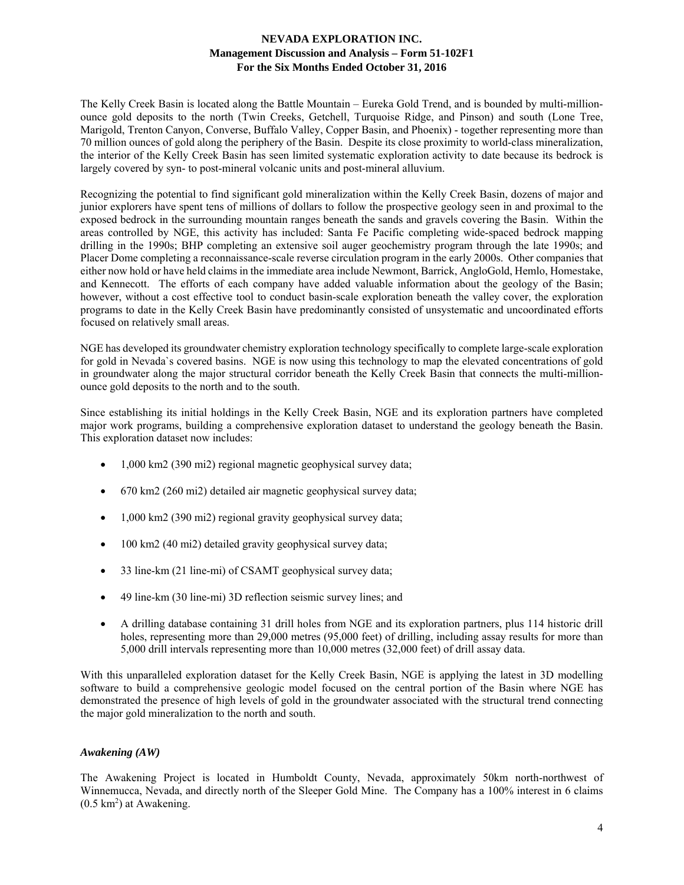The Kelly Creek Basin is located along the Battle Mountain – Eureka Gold Trend, and is bounded by multi-million-ounce gold deposits to the north (Twin Creeks, Getchell, Turquoise Ridge, and Pinson) and south (Lone Tree, Marigold, Trenton Canyon, Converse, Buffalo Valley, Copper Basin, and Phoenix) - together representing more than 70 million ounces of gold along the periphery of the Basin. Despite its close proximity to world-class mineralization, the interior of the Kelly Creek Basin has seen limited systematic exploration activity to date because its bedrock is largely covered by syn- to post-mineral volcanic units and post-mineral alluvium.

Recognizing the potential to find significant gold mineralization within the Kelly Creek Basin, dozens of major and junior explorers have spent tens of millions of dollars to follow the prospective geology seen in and proximal to the exposed bedrock in the surrounding mountain ranges beneath the sands and gravels covering the Basin. Within the areas controlled by NGE, this activity has included: Santa Fe Pacific completing wide-spaced bedrock mapping drilling in the 1990s; BHP completing an extensive soil auger geochemistry program through the late 1990s; and Placer Dome completing a reconnaissance-scale reverse circulation program in the early 2000s. Other companies that either now hold or have held claims in the immediate area include Newmont, Barrick, AngloGold, Hemlo, Homestake, and Kennecott. The efforts of each company have added valuable information about the geology of the Basin; however, without a cost effective tool to conduct basin-scale exploration beneath the valley cover, the exploration programs to date in the Kelly Creek Basin have predominantly consisted of unsystematic and uncoordinated efforts focused on relatively small areas.

NGE has developed its groundwater chemistry exploration technology specifically to complete large-scale exploration for gold in Nevada`s covered basins. NGE is now using this technology to map the elevated concentrations of gold in groundwater along the major structural corridor beneath the Kelly Creek Basin that connects the multi-million-ounce gold deposits to the north and to the south.

Since establishing its initial holdings in the Kelly Creek Basin, NGE and its exploration partners have completed major work programs, building a comprehensive exploration dataset to understand the geology beneath the Basin. This exploration dataset now includes:

- 1,000 km2 (390 mi2) regional magnetic geophysical survey data;
- 670 km2 (260 mi2) detailed air magnetic geophysical survey data;
- 1,000 km2 (390 mi2) regional gravity geophysical survey data;
- 100 km2 (40 mi2) detailed gravity geophysical survey data;
- 33 line-km (21 line-mi) of CSAMT geophysical survey data;
- 49 line-km (30 line-mi) 3D reflection seismic survey lines; and
- A drilling database containing 31 drill holes from NGE and its exploration partners, plus 114 historic drill holes, representing more than 29,000 metres (95,000 feet) of drilling, including assay results for more than 5,000 drill intervals representing more than 10,000 metres (32,000 feet) of drill assay data.

With this unparalleled exploration dataset for the Kelly Creek Basin, NGE is applying the latest in 3D modelling software to build a comprehensive geologic model focused on the central portion of the Basin where NGE has demonstrated the presence of high levels of gold in the groundwater associated with the structural trend connecting the major gold mineralization to the north and south.

### *Awakening (AW)*

The Awakening Project is located in Humboldt County, Nevada, approximately 50km north-northwest of Winnemucca, Nevada, and directly north of the Sleeper Gold Mine. The Company has a 100% interest in 6 claims (0.5 $km^2$) at Awakening.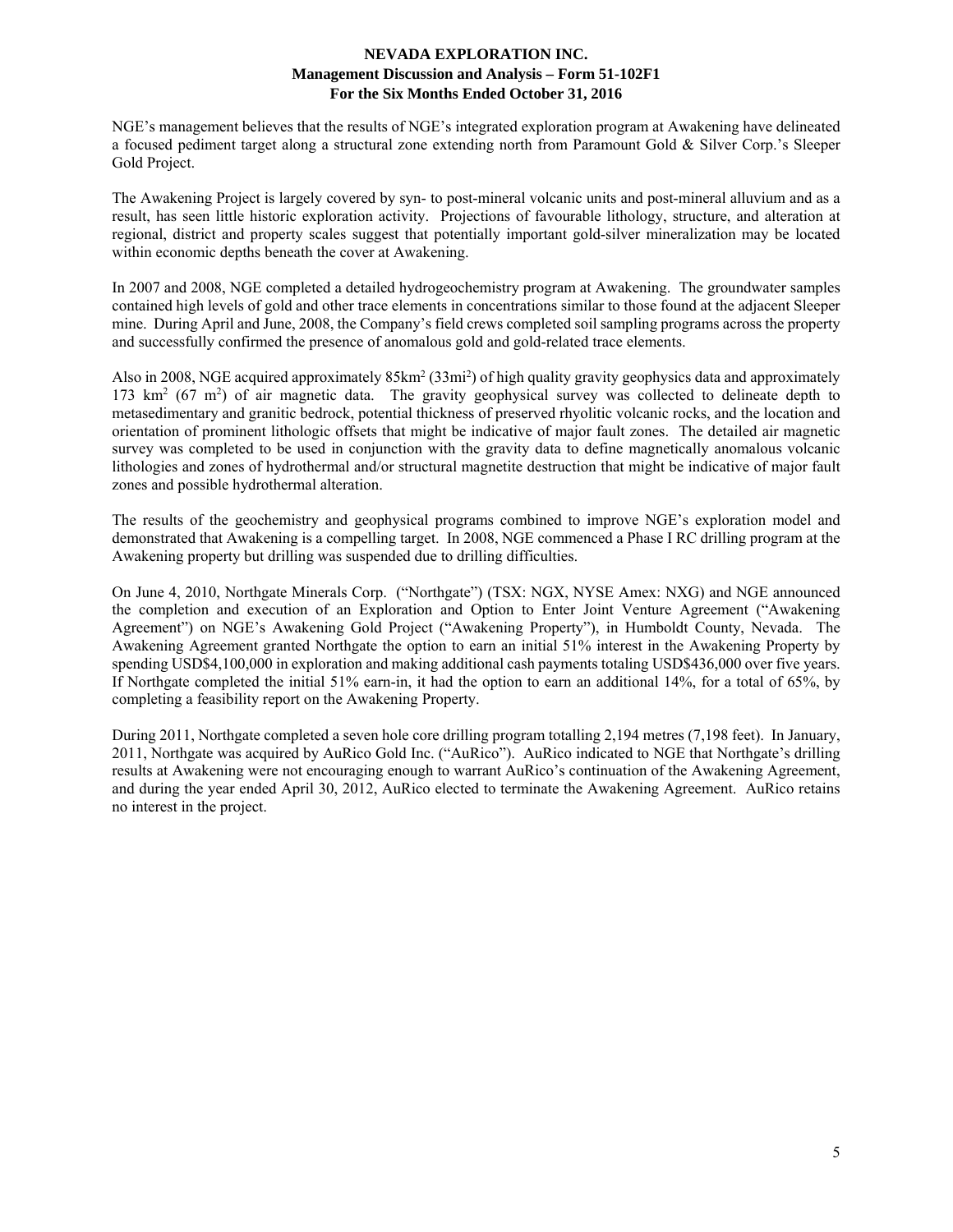NGE's management believes that the results of NGE's integrated exploration program at Awakening have delineated a focused pediment target along a structural zone extending north from Paramount Gold & Silver Corp.'s Sleeper Gold Project.

The Awakening Project is largely covered by syn- to post-mineral volcanic units and post-mineral alluvium and as a result, has seen little historic exploration activity. Projections of favourable lithology, structure, and alteration at regional, district and property scales suggest that potentially important gold-silver mineralization may be located within economic depths beneath the cover at Awakening.

In 2007 and 2008, NGE completed a detailed hydrogeochemistry program at Awakening. The groundwater samples contained high levels of gold and other trace elements in concentrations similar to those found at the adjacent Sleeper mine. During April and June, 2008, the Company's field crews completed soil sampling programs across the property and successfully confirmed the presence of anomalous gold and gold-related trace elements.

Also in 2008, NGE acquired approximately 85km$^2$ (33mi$^2$) of high quality gravity geophysics data and approximately 173 km$^2$ (67 m$^2$) of air magnetic data. The gravity geophysical survey was collected to delineate depth to metasedimentary and granitic bedrock, potential thickness of preserved rhyolitic volcanic rocks, and the location and orientation of prominent lithologic offsets that might be indicative of major fault zones. The detailed air magnetic survey was completed to be used in conjunction with the gravity data to define magnetically anomalous volcanic lithologies and zones of hydrothermal and/or structural magnetite destruction that might be indicative of major fault zones and possible hydrothermal alteration.

The results of the geochemistry and geophysical programs combined to improve NGE's exploration model and demonstrated that Awakening is a compelling target. In 2008, NGE commenced a Phase I RC drilling program at the Awakening property but drilling was suspended due to drilling difficulties.

On June 4, 2010, Northgate Minerals Corp. ("Northgate") (TSX: NGX, NYSE Amex: NXG) and NGE announced the completion and execution of an Exploration and Option to Enter Joint Venture Agreement ("Awakening Agreement") on NGE's Awakening Gold Project ("Awakening Property"), in Humboldt County, Nevada. The Awakening Agreement granted Northgate the option to earn an initial 51% interest in the Awakening Property by spending USD$4,100,000 in exploration and making additional cash payments totaling USD$436,000 over five years. If Northgate completed the initial 51% earn-in, it had the option to earn an additional 14%, for a total of 65%, by completing a feasibility report on the Awakening Property.

During 2011, Northgate completed a seven hole core drilling program totalling 2,194 metres (7,198 feet). In January, 2011, Northgate was acquired by AuRico Gold Inc. ("AuRico"). AuRico indicated to NGE that Northgate's drilling results at Awakening were not encouraging enough to warrant AuRico's continuation of the Awakening Agreement, and during the year ended April 30, 2012, AuRico elected to terminate the Awakening Agreement. AuRico retains no interest in the project.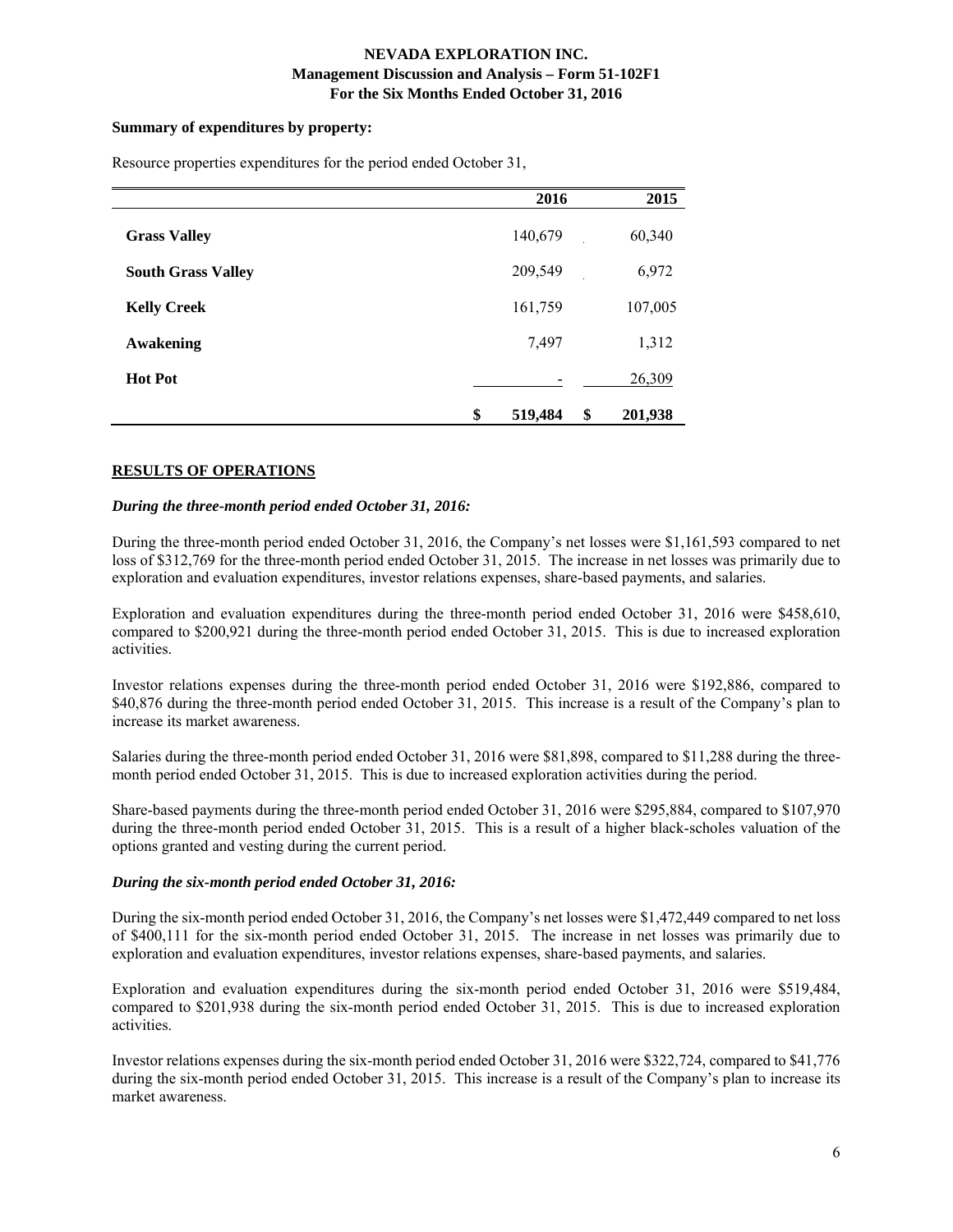**Summary of expenditures by property:**

Resource properties expenditures for the period ended October 31,

| | 2016 | 2015 |
|---|---|---|
| **Grass Valley** | 140,679 | 60,340 |
| **South Grass Valley** | 209,549 | 6,972 |
| **Kelly Creek** | 161,759 | 107,005 |
| **Awakening** | 7,497 | 1,312 |
| **Hot Pot** | - | 26,309 |
| | $ 519,484 | $ 201,938 |

## RESULTS OF OPERATIONS

***During the three-month period ended October 31, 2016:***

During the three-month period ended October 31, 2016, the Company's net losses were $1,161,593 compared to net loss of $312,769 for the three-month period ended October 31, 2015. The increase in net losses was primarily due to exploration and evaluation expenditures, investor relations expenses, share-based payments, and salaries.

Exploration and evaluation expenditures during the three-month period ended October 31, 2016 were $458,610, compared to $200,921 during the three-month period ended October 31, 2015. This is due to increased exploration activities.

Investor relations expenses during the three-month period ended October 31, 2016 were $192,886, compared to $40,876 during the three-month period ended October 31, 2015. This increase is a result of the Company's plan to increase its market awareness.

Salaries during the three-month period ended October 31, 2016 were $81,898, compared to $11,288 during the three-month period ended October 31, 2015. This is due to increased exploration activities during the period.

Share-based payments during the three-month period ended October 31, 2016 were $295,884, compared to $107,970 during the three-month period ended October 31, 2015. This is a result of a higher black-scholes valuation of the options granted and vesting during the current period.

***During the six-month period ended October 31, 2016:***

During the six-month period ended October 31, 2016, the Company's net losses were $1,472,449 compared to net loss of $400,111 for the six-month period ended October 31, 2015. The increase in net losses was primarily due to exploration and evaluation expenditures, investor relations expenses, share-based payments, and salaries.

Exploration and evaluation expenditures during the six-month period ended October 31, 2016 were $519,484, compared to $201,938 during the six-month period ended October 31, 2015. This is due to increased exploration activities.

Investor relations expenses during the six-month period ended October 31, 2016 were $322,724, compared to $41,776 during the six-month period ended October 31, 2015. This increase is a result of the Company's plan to increase its market awareness.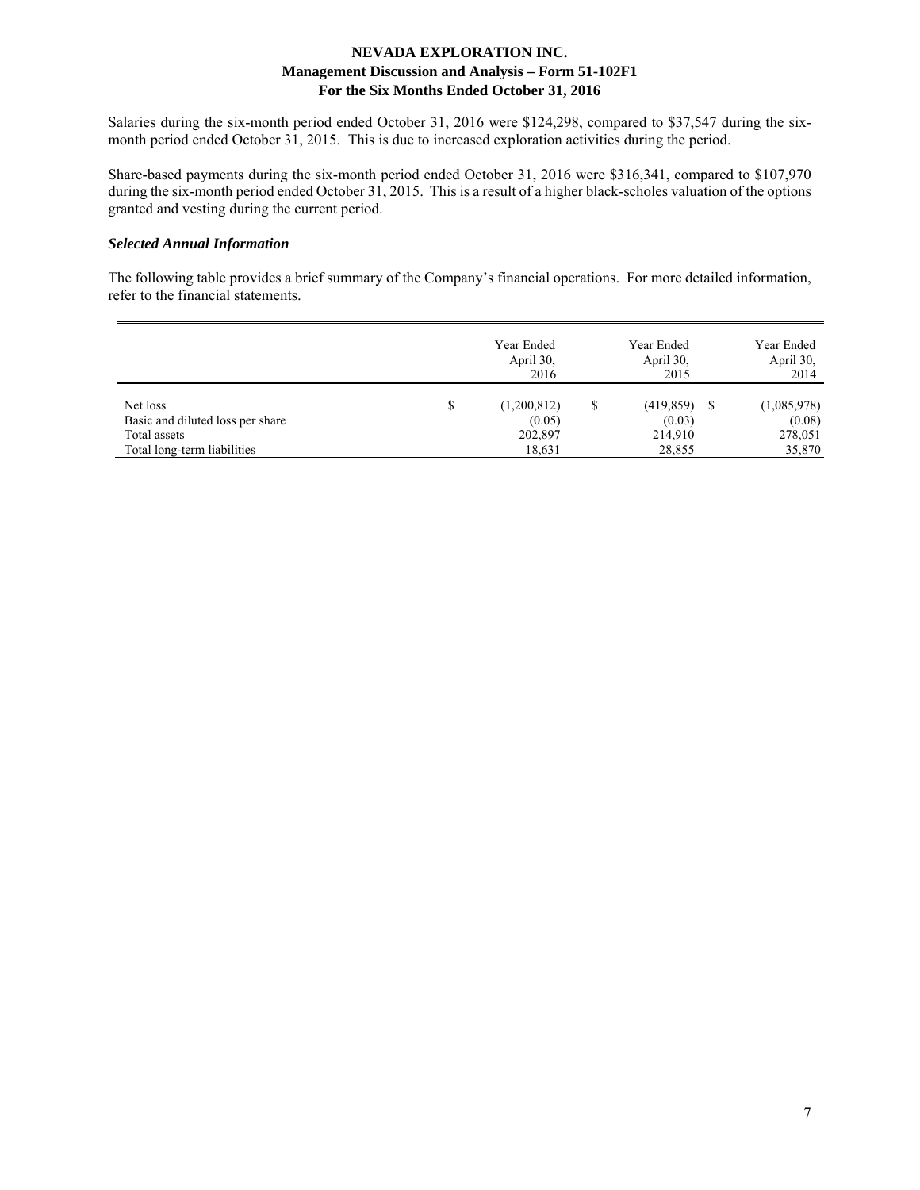Salaries during the six-month period ended October 31, 2016 were $124,298, compared to $37,547 during the six-month period ended October 31, 2015. This is due to increased exploration activities during the period.

Share-based payments during the six-month period ended October 31, 2016 were $316,341, compared to $107,970 during the six-month period ended October 31, 2015. This is a result of a higher black-scholes valuation of the options granted and vesting during the current period.

### *Selected Annual Information*

The following table provides a brief summary of the Company's financial operations. For more detailed information, refer to the financial statements.

| | Year Ended April 30, 2016 | Year Ended April 30, 2015 | Year Ended April 30, 2014 |
|---|---|---|---|
| Net loss | $ (1,200,812) | $ (419,859) | $ (1,085,978) |
| Basic and diluted loss per share | (0.05) | (0.03) | (0.08) |
| Total assets | 202,897 | 214,910 | 278,051 |
| Total long-term liabilities | 18,631 | 28,855 | 35,870 |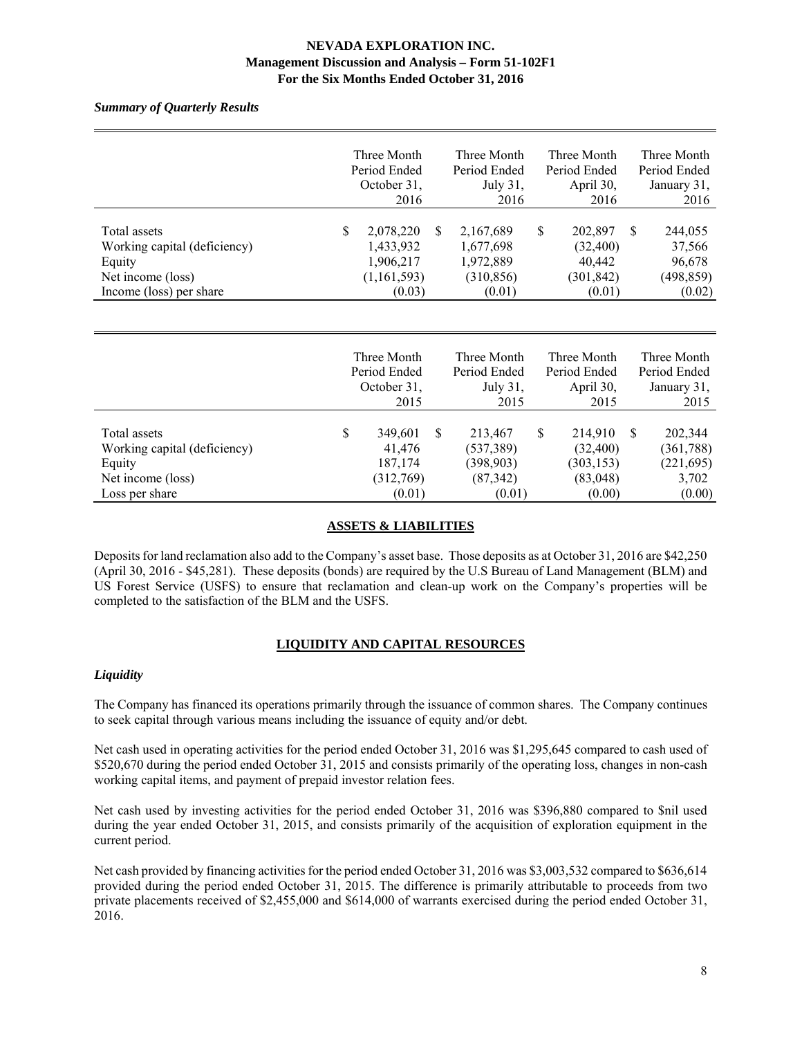*Summary of Quarterly Results*

| | Three Month Period Ended October 31, 2016 | Three Month Period Ended July 31, 2016 | Three Month Period Ended April 30, 2016 | Three Month Period Ended January 31, 2016 |
|---|---|---|---|---|
| Total assets | $ 2,078,220 | $ 2,167,689 | $ 202,897 | $ 244,055 |
| Working capital (deficiency) | 1,433,932 | 1,677,698 | (32,400) | 37,566 |
| Equity | 1,906,217 | 1,972,889 | 40,442 | 96,678 |
| Net income (loss) | (1,161,593) | (310,856) | (301,842) | (498,859) |
| Income (loss) per share | (0.03) | (0.01) | (0.01) | (0.02) |

| | Three Month Period Ended October 31, 2015 | Three Month Period Ended July 31, 2015 | Three Month Period Ended April 30, 2015 | Three Month Period Ended January 31, 2015 |
|---|---|---|---|---|
| Total assets | $ 349,601 | $ 213,467 | $ 214,910 | $ 202,344 |
| Working capital (deficiency) | 41,476 | (537,389) | (32,400) | (361,788) |
| Equity | 187,174 | (398,903) | (303,153) | (221,695) |
| Net income (loss) | (312,769) | (87,342) | (83,048) | 3,702 |
| Loss per share | (0.01) | (0.01) | (0.00) | (0.00) |

## ASSETS & LIABILITIES

Deposits for land reclamation also add to the Company's asset base. Those deposits as at October 31, 2016 are $42,250 (April 30, 2016 - $45,281). These deposits (bonds) are required by the U.S Bureau of Land Management (BLM) and US Forest Service (USFS) to ensure that reclamation and clean-up work on the Company's properties will be completed to the satisfaction of the BLM and the USFS.

## LIQUIDITY AND CAPITAL RESOURCES

### *Liquidity*

The Company has financed its operations primarily through the issuance of common shares. The Company continues to seek capital through various means including the issuance of equity and/or debt.

Net cash used in operating activities for the period ended October 31, 2016 was $1,295,645 compared to cash used of $520,670 during the period ended October 31, 2015 and consists primarily of the operating loss, changes in non-cash working capital items, and payment of prepaid investor relation fees.

Net cash used by investing activities for the period ended October 31, 2016 was $396,880 compared to $nil used during the year ended October 31, 2015, and consists primarily of the acquisition of exploration equipment in the current period.

Net cash provided by financing activities for the period ended October 31, 2016 was $3,003,532 compared to $636,614 provided during the period ended October 31, 2015. The difference is primarily attributable to proceeds from two private placements received of $2,455,000 and $614,000 of warrants exercised during the period ended October 31, 2016.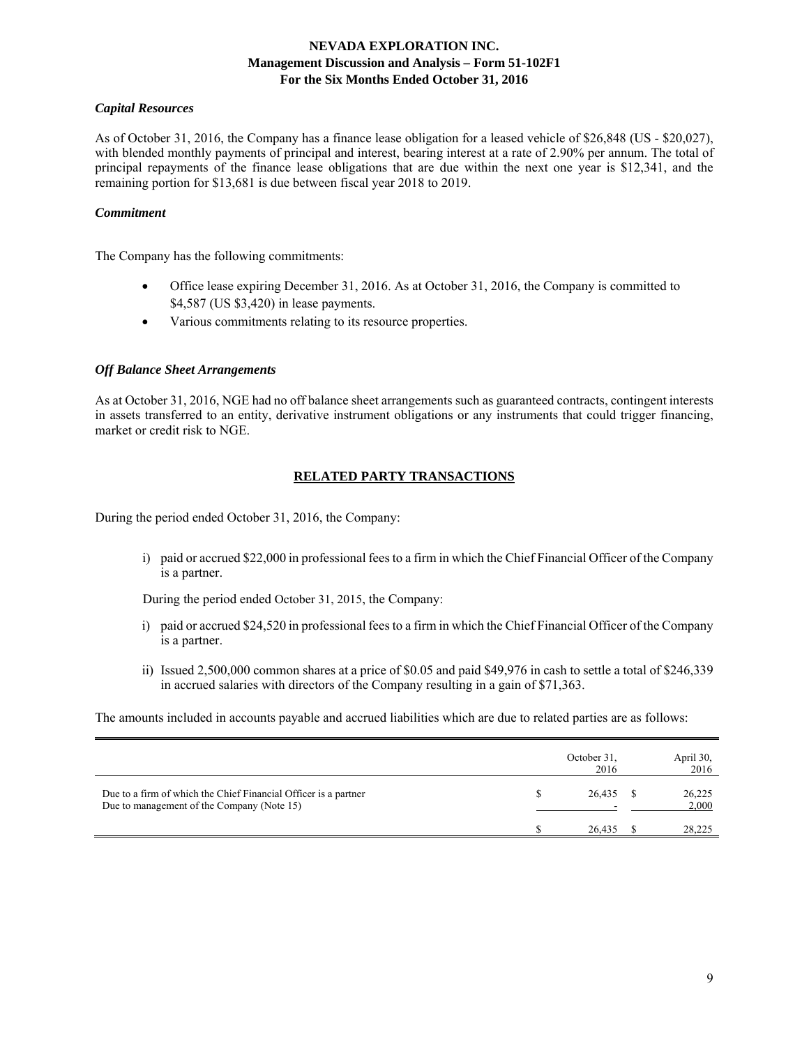### *Capital Resources*

As of October 31, 2016, the Company has a finance lease obligation for a leased vehicle of $26,848 (US - $20,027), with blended monthly payments of principal and interest, bearing interest at a rate of 2.90% per annum. The total of principal repayments of the finance lease obligations that are due within the next one year is $12,341, and the remaining portion for $13,681 is due between fiscal year 2018 to 2019.

### *Commitment*

The Company has the following commitments:

- Office lease expiring December 31, 2016. As at October 31, 2016, the Company is committed to $4,587 (US $3,420) in lease payments.
- Various commitments relating to its resource properties.

### *Off Balance Sheet Arrangements*

As at October 31, 2016, NGE had no off balance sheet arrangements such as guaranteed contracts, contingent interests in assets transferred to an entity, derivative instrument obligations or any instruments that could trigger financing, market or credit risk to NGE.

## RELATED PARTY TRANSACTIONS

During the period ended October 31, 2016, the Company:

i) paid or accrued $22,000 in professional fees to a firm in which the Chief Financial Officer of the Company is a partner.

During the period ended October 31, 2015, the Company:

i) paid or accrued $24,520 in professional fees to a firm in which the Chief Financial Officer of the Company is a partner.

ii) Issued 2,500,000 common shares at a price of $0.05 and paid $49,976 in cash to settle a total of $246,339 in accrued salaries with directors of the Company resulting in a gain of $71,363.

The amounts included in accounts payable and accrued liabilities which are due to related parties are as follows:

| | October 31, 2016 | April 30, 2016 |
|---|---|---|
| Due to a firm of which the Chief Financial Officer is a partner | $ 26,435 | $ 26,225 |
| Due to management of the Company (Note 15) | - | 2,000 |
| | $ 26,435 | $ 28,225 |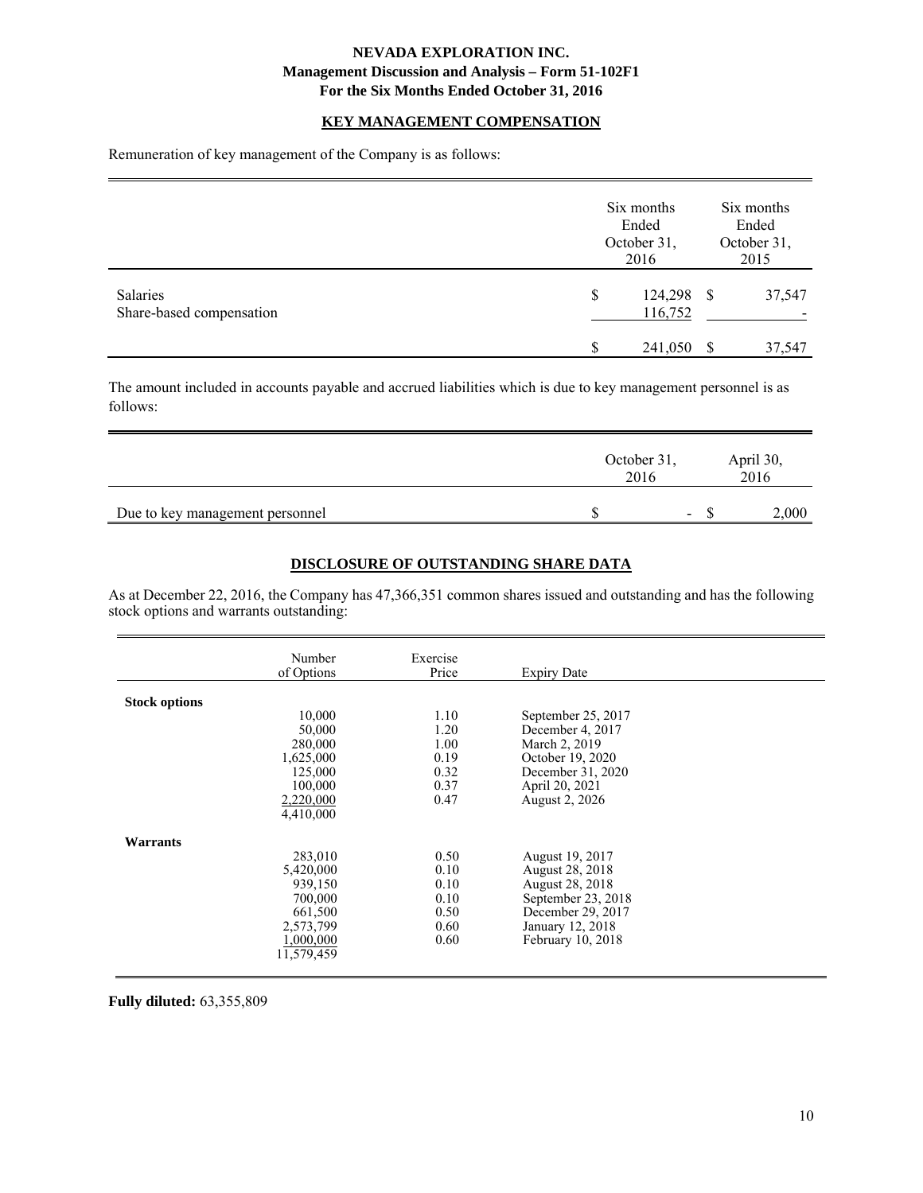## KEY MANAGEMENT COMPENSATION

Remuneration of key management of the Company is as follows:

| | Six months Ended October 31, 2016 | Six months Ended October 31, 2015 |
|---|---|---|
| Salaries | $ 124,298 | $ 37,547 |
| Share-based compensation | 116,752 | - |
| | $ 241,050 | $ 37,547 |

The amount included in accounts payable and accrued liabilities which is due to key management personnel is as follows:

| | October 31, 2016 | April 30, 2016 |
|---|---|---|
| Due to key management personnel | $ - | $ 2,000 |

## DISCLOSURE OF OUTSTANDING SHARE DATA

As at December 22, 2016, the Company has 47,366,351 common shares issued and outstanding and has the following stock options and warrants outstanding:

| | Number of Options | Exercise Price | Expiry Date |
|---|---|---|---|
| **Stock options** | | | |
| | 10,000 | 1.10 | September 25, 2017 |
| | 50,000 | 1.20 | December 4, 2017 |
| | 280,000 | 1.00 | March 2, 2019 |
| | 1,625,000 | 0.19 | October 19, 2020 |
| | 125,000 | 0.32 | December 31, 2020 |
| | 100,000 | 0.37 | April 20, 2021 |
| | 2,220,000 | 0.47 | August 2, 2026 |
| | 4,410,000 | | |
| **Warrants** | | | |
| | 283,010 | 0.50 | August 19, 2017 |
| | 5,420,000 | 0.10 | August 28, 2018 |
| | 939,150 | 0.10 | August 28, 2018 |
| | 700,000 | 0.10 | September 23, 2018 |
| | 661,500 | 0.50 | December 29, 2017 |
| | 2,573,799 | 0.60 | January 12, 2018 |
| | 1,000,000 | 0.60 | February 10, 2018 |
| | 11,579,459 | | |

**Fully diluted:** 63,355,809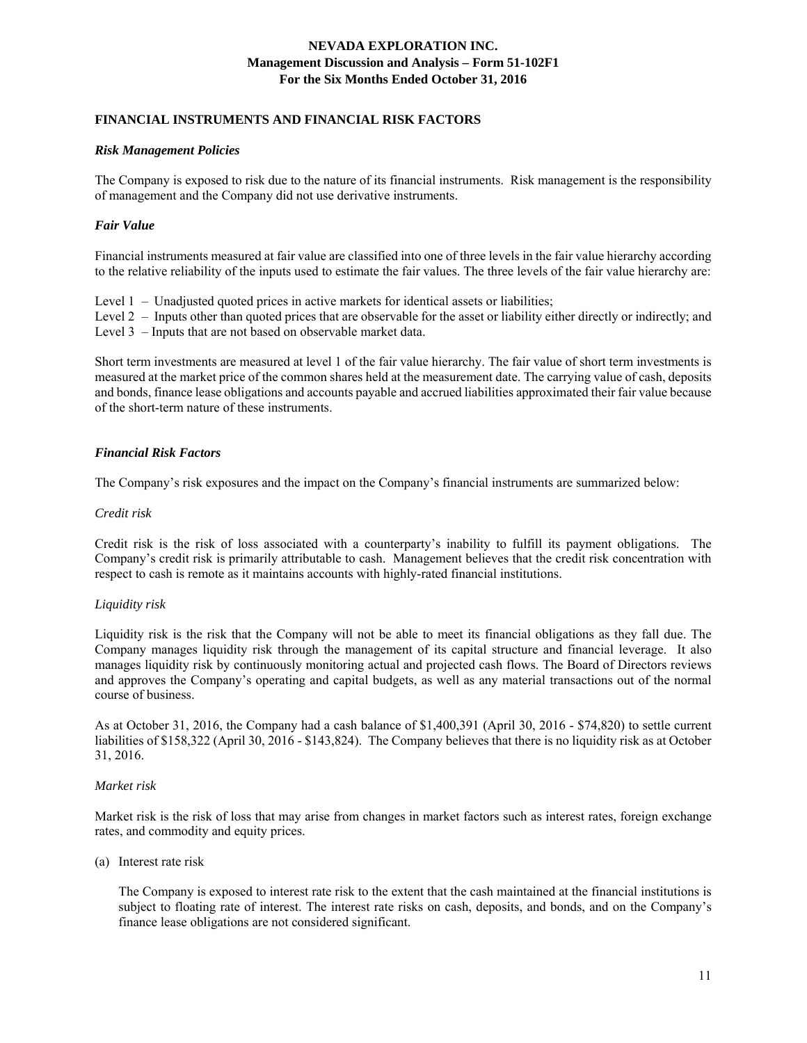## FINANCIAL INSTRUMENTS AND FINANCIAL RISK FACTORS

### *Risk Management Policies*

The Company is exposed to risk due to the nature of its financial instruments. Risk management is the responsibility of management and the Company did not use derivative instruments.

### *Fair Value*

Financial instruments measured at fair value are classified into one of three levels in the fair value hierarchy according to the relative reliability of the inputs used to estimate the fair values. The three levels of the fair value hierarchy are:

Level 1 – Unadjusted quoted prices in active markets for identical assets or liabilities;
Level 2 – Inputs other than quoted prices that are observable for the asset or liability either directly or indirectly; and
Level 3 – Inputs that are not based on observable market data.

Short term investments are measured at level 1 of the fair value hierarchy. The fair value of short term investments is measured at the market price of the common shares held at the measurement date. The carrying value of cash, deposits and bonds, finance lease obligations and accounts payable and accrued liabilities approximated their fair value because of the short-term nature of these instruments.

### *Financial Risk Factors*

The Company's risk exposures and the impact on the Company's financial instruments are summarized below:

*Credit risk*

Credit risk is the risk of loss associated with a counterparty's inability to fulfill its payment obligations. The Company's credit risk is primarily attributable to cash. Management believes that the credit risk concentration with respect to cash is remote as it maintains accounts with highly-rated financial institutions.

*Liquidity risk*

Liquidity risk is the risk that the Company will not be able to meet its financial obligations as they fall due. The Company manages liquidity risk through the management of its capital structure and financial leverage. It also manages liquidity risk by continuously monitoring actual and projected cash flows. The Board of Directors reviews and approves the Company's operating and capital budgets, as well as any material transactions out of the normal course of business.

As at October 31, 2016, the Company had a cash balance of $1,400,391 (April 30, 2016 - $74,820) to settle current liabilities of $158,322 (April 30, 2016 - $143,824). The Company believes that there is no liquidity risk as at October 31, 2016.

*Market risk*

Market risk is the risk of loss that may arise from changes in market factors such as interest rates, foreign exchange rates, and commodity and equity prices.

(a) Interest rate risk

The Company is exposed to interest rate risk to the extent that the cash maintained at the financial institutions is subject to floating rate of interest. The interest rate risks on cash, deposits, and bonds, and on the Company's finance lease obligations are not considered significant.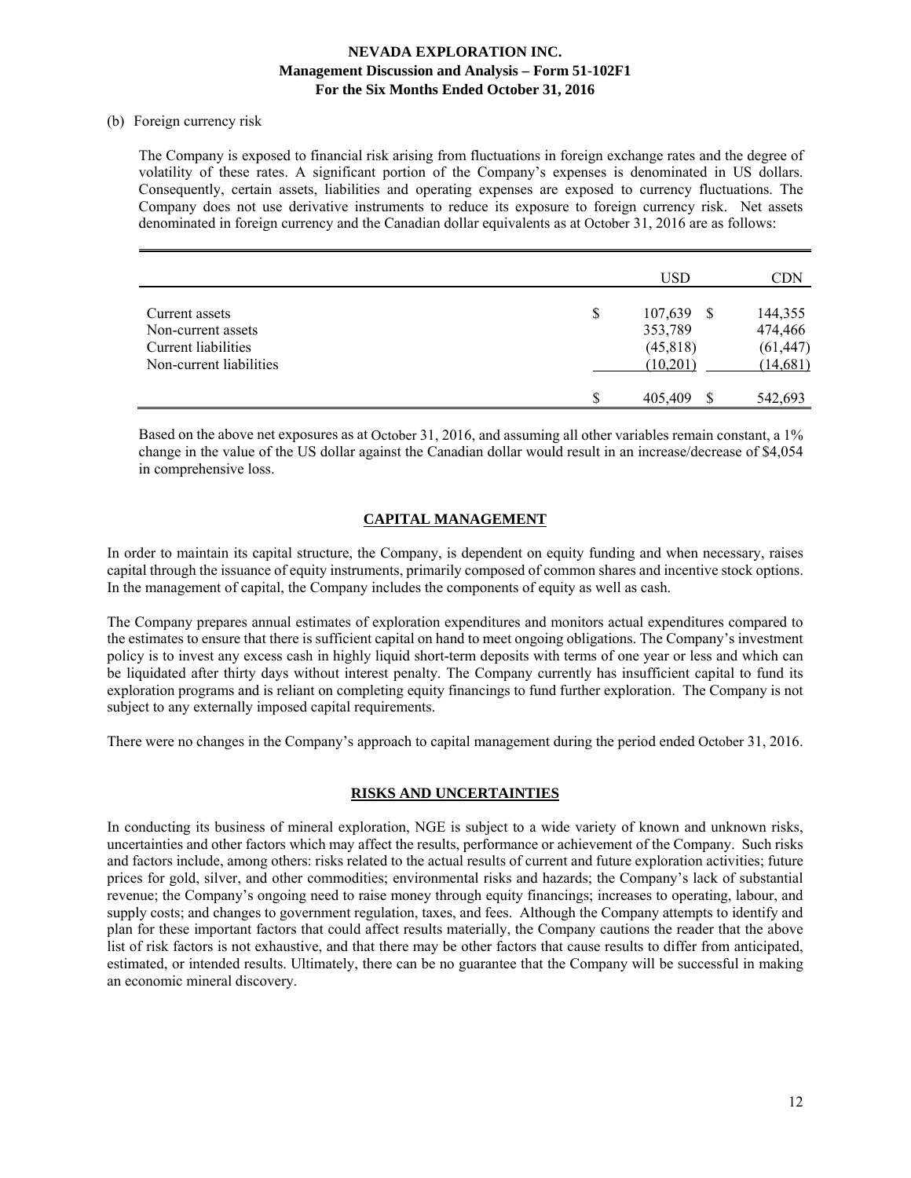(b) Foreign currency risk

The Company is exposed to financial risk arising from fluctuations in foreign exchange rates and the degree of volatility of these rates. A significant portion of the Company's expenses is denominated in US dollars. Consequently, certain assets, liabilities and operating expenses are exposed to currency fluctuations. The Company does not use derivative instruments to reduce its exposure to foreign currency risk. Net assets denominated in foreign currency and the Canadian dollar equivalents as at October 31, 2016 are as follows:

| | USD | CDN |
|---|---|---|
| Current assets | $ 107,639 | $ 144,355 |
| Non-current assets | 353,789 | 474,466 |
| Current liabilities | (45,818) | (61,447) |
| Non-current liabilities | (10,201) | (14,681) |
| | $ 405,409 | $ 542,693 |

Based on the above net exposures as at October 31, 2016, and assuming all other variables remain constant, a 1% change in the value of the US dollar against the Canadian dollar would result in an increase/decrease of $4,054 in comprehensive loss.

## CAPITAL MANAGEMENT

In order to maintain its capital structure, the Company, is dependent on equity funding and when necessary, raises capital through the issuance of equity instruments, primarily composed of common shares and incentive stock options. In the management of capital, the Company includes the components of equity as well as cash.

The Company prepares annual estimates of exploration expenditures and monitors actual expenditures compared to the estimates to ensure that there is sufficient capital on hand to meet ongoing obligations. The Company's investment policy is to invest any excess cash in highly liquid short-term deposits with terms of one year or less and which can be liquidated after thirty days without interest penalty. The Company currently has insufficient capital to fund its exploration programs and is reliant on completing equity financings to fund further exploration. The Company is not subject to any externally imposed capital requirements.

There were no changes in the Company's approach to capital management during the period ended October 31, 2016.

## RISKS AND UNCERTAINTIES

In conducting its business of mineral exploration, NGE is subject to a wide variety of known and unknown risks, uncertainties and other factors which may affect the results, performance or achievement of the Company. Such risks and factors include, among others: risks related to the actual results of current and future exploration activities; future prices for gold, silver, and other commodities; environmental risks and hazards; the Company's lack of substantial revenue; the Company's ongoing need to raise money through equity financings; increases to operating, labour, and supply costs; and changes to government regulation, taxes, and fees. Although the Company attempts to identify and plan for these important factors that could affect results materially, the Company cautions the reader that the above list of risk factors is not exhaustive, and that there may be other factors that cause results to differ from anticipated, estimated, or intended results. Ultimately, there can be no guarantee that the Company will be successful in making an economic mineral discovery.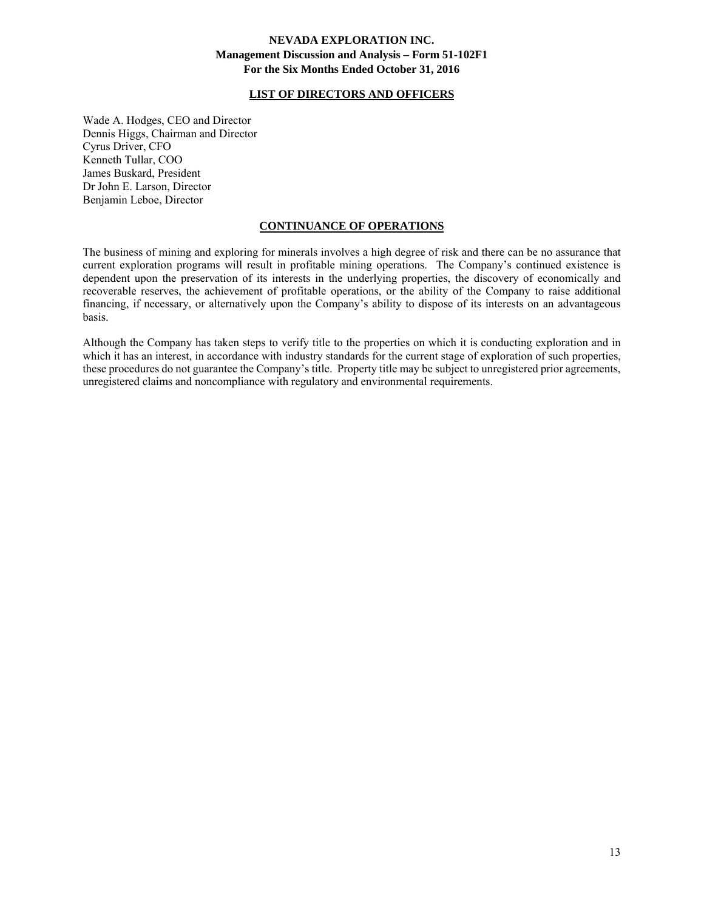## LIST OF DIRECTORS AND OFFICERS

Wade A. Hodges, CEO and Director
Dennis Higgs, Chairman and Director
Cyrus Driver, CFO
Kenneth Tullar, COO
James Buskard, President
Dr John E. Larson, Director
Benjamin Leboe, Director

## CONTINUANCE OF OPERATIONS

The business of mining and exploring for minerals involves a high degree of risk and there can be no assurance that current exploration programs will result in profitable mining operations. The Company's continued existence is dependent upon the preservation of its interests in the underlying properties, the discovery of economically and recoverable reserves, the achievement of profitable operations, or the ability of the Company to raise additional financing, if necessary, or alternatively upon the Company's ability to dispose of its interests on an advantageous basis.

Although the Company has taken steps to verify title to the properties on which it is conducting exploration and in which it has an interest, in accordance with industry standards for the current stage of exploration of such properties, these procedures do not guarantee the Company's title. Property title may be subject to unregistered prior agreements, unregistered claims and noncompliance with regulatory and environmental requirements.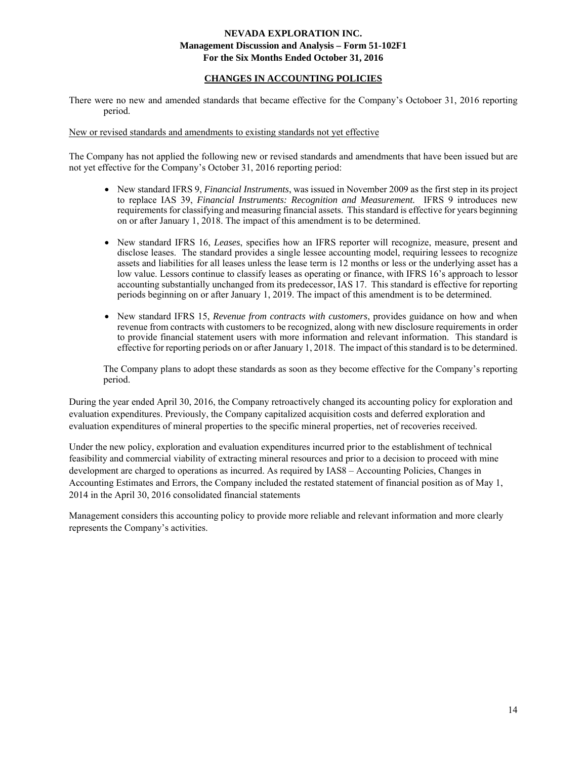## CHANGES IN ACCOUNTING POLICIES

There were no new and amended standards that became effective for the Company's Octoboer 31, 2016 reporting period.

New or revised standards and amendments to existing standards not yet effective

The Company has not applied the following new or revised standards and amendments that have been issued but are not yet effective for the Company's October 31, 2016 reporting period:

- New standard IFRS 9, *Financial Instruments*, was issued in November 2009 as the first step in its project to replace IAS 39, *Financial Instruments: Recognition and Measurement.* IFRS 9 introduces new requirements for classifying and measuring financial assets. This standard is effective for years beginning on or after January 1, 2018. The impact of this amendment is to be determined.

- New standard IFRS 16, *Leases*, specifies how an IFRS reporter will recognize, measure, present and disclose leases. The standard provides a single lessee accounting model, requiring lessees to recognize assets and liabilities for all leases unless the lease term is 12 months or less or the underlying asset has a low value. Lessors continue to classify leases as operating or finance, with IFRS 16's approach to lessor accounting substantially unchanged from its predecessor, IAS 17. This standard is effective for reporting periods beginning on or after January 1, 2019. The impact of this amendment is to be determined.

- New standard IFRS 15, *Revenue from contracts with customers*, provides guidance on how and when revenue from contracts with customers to be recognized, along with new disclosure requirements in order to provide financial statement users with more information and relevant information. This standard is effective for reporting periods on or after January 1, 2018. The impact of this standard is to be determined.

The Company plans to adopt these standards as soon as they become effective for the Company's reporting period.

During the year ended April 30, 2016, the Company retroactively changed its accounting policy for exploration and evaluation expenditures. Previously, the Company capitalized acquisition costs and deferred exploration and evaluation expenditures of mineral properties to the specific mineral properties, net of recoveries received.

Under the new policy, exploration and evaluation expenditures incurred prior to the establishment of technical feasibility and commercial viability of extracting mineral resources and prior to a decision to proceed with mine development are charged to operations as incurred. As required by IAS8 – Accounting Policies, Changes in Accounting Estimates and Errors, the Company included the restated statement of financial position as of May 1, 2014 in the April 30, 2016 consolidated financial statements

Management considers this accounting policy to provide more reliable and relevant information and more clearly represents the Company's activities.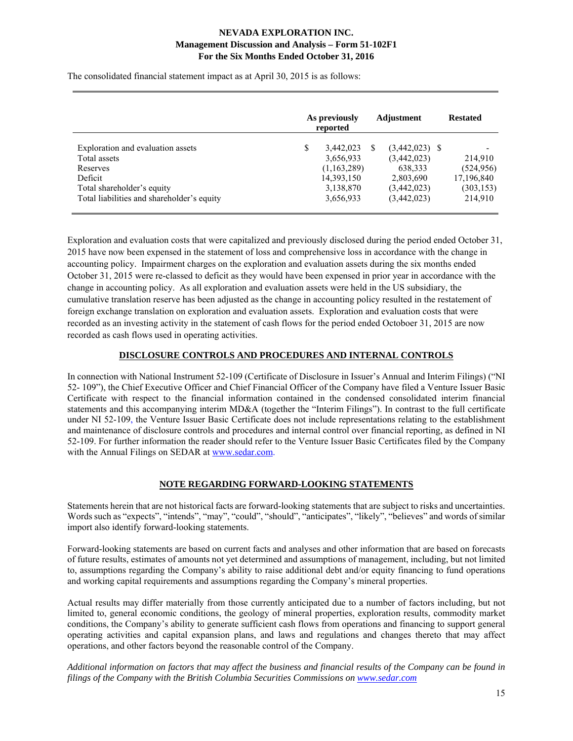The consolidated financial statement impact as at April 30, 2015 is as follows:

| | As previously reported | Adjustment | Restated |
|---|---|---|---|
| Exploration and evaluation assets | $ 3,442,023 | $ (3,442,023) | $ - |
| Total assets | 3,656,933 | (3,442,023) | 214,910 |
| Reserves | (1,163,289) | 638,333 | (524,956) |
| Deficit | 14,393,150 | 2,803,690 | 17,196,840 |
| Total shareholder's equity | 3,138,870 | (3,442,023) | (303,153) |
| Total liabilities and shareholder's equity | 3,656,933 | (3,442,023) | 214,910 |

Exploration and evaluation costs that were capitalized and previously disclosed during the period ended October 31, 2015 have now been expensed in the statement of loss and comprehensive loss in accordance with the change in accounting policy. Impairment charges on the exploration and evaluation assets during the six months ended October 31, 2015 were re-classed to deficit as they would have been expensed in prior year in accordance with the change in accounting policy. As all exploration and evaluation assets were held in the US subsidiary, the cumulative translation reserve has been adjusted as the change in accounting policy resulted in the restatement of foreign exchange translation on exploration and evaluation assets. Exploration and evaluation costs that were recorded as an investing activity in the statement of cash flows for the period ended Octoboer 31, 2015 are now recorded as cash flows used in operating activities.

## DISCLOSURE CONTROLS AND PROCEDURES AND INTERNAL CONTROLS

In connection with National Instrument 52-109 (Certificate of Disclosure in Issuer's Annual and Interim Filings) ("NI 52- 109"), the Chief Executive Officer and Chief Financial Officer of the Company have filed a Venture Issuer Basic Certificate with respect to the financial information contained in the condensed consolidated interim financial statements and this accompanying interim MD&A (together the "Interim Filings"). In contrast to the full certificate under NI 52-109, the Venture Issuer Basic Certificate does not include representations relating to the establishment and maintenance of disclosure controls and procedures and internal control over financial reporting, as defined in NI 52-109. For further information the reader should refer to the Venture Issuer Basic Certificates filed by the Company with the Annual Filings on SEDAR at www.sedar.com.

## NOTE REGARDING FORWARD-LOOKING STATEMENTS

Statements herein that are not historical facts are forward-looking statements that are subject to risks and uncertainties. Words such as "expects", "intends", "may", "could", "should", "anticipates", "likely", "believes" and words of similar import also identify forward-looking statements.

Forward-looking statements are based on current facts and analyses and other information that are based on forecasts of future results, estimates of amounts not yet determined and assumptions of management, including, but not limited to, assumptions regarding the Company's ability to raise additional debt and/or equity financing to fund operations and working capital requirements and assumptions regarding the Company's mineral properties.

Actual results may differ materially from those currently anticipated due to a number of factors including, but not limited to, general economic conditions, the geology of mineral properties, exploration results, commodity market conditions, the Company's ability to generate sufficient cash flows from operations and financing to support general operating activities and capital expansion plans, and laws and regulations and changes thereto that may affect operations, and other factors beyond the reasonable control of the Company.

*Additional information on factors that may affect the business and financial results of the Company can be found in filings of the Company with the British Columbia Securities Commissions on www.sedar.com*